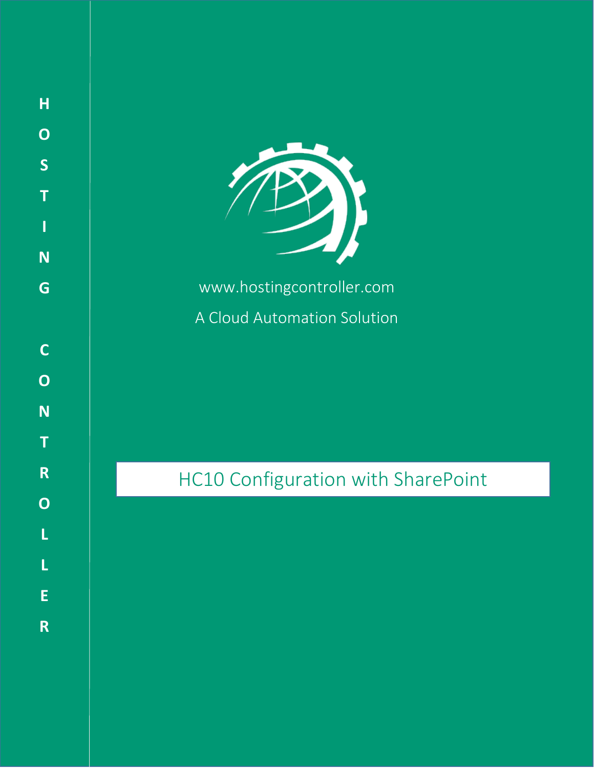HOSTING CONTROLLER

www.hostingcontroller.com

A Cloud Automation Solution

# HC10 Configuration with SharePoint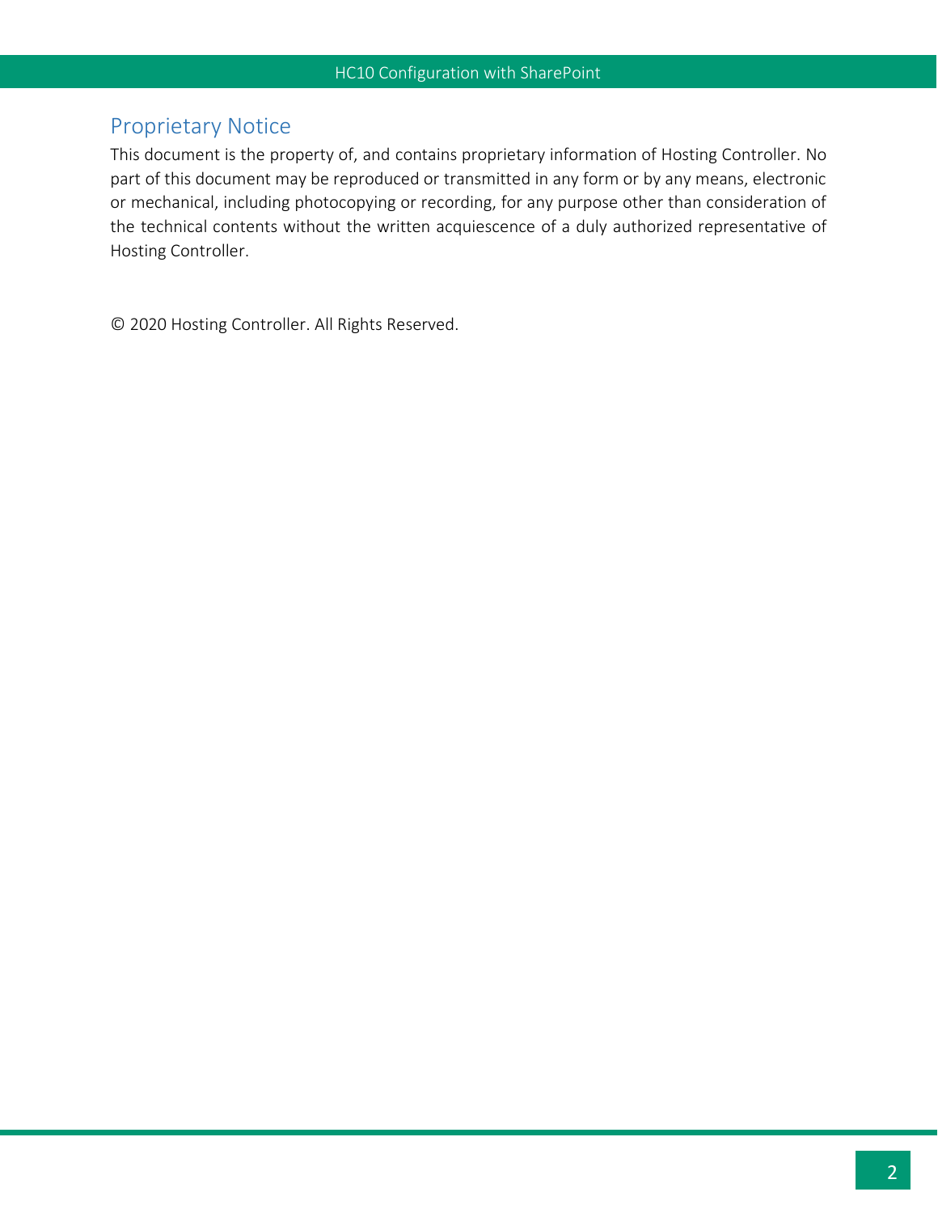## Proprietary Notice

This document is the property of, and contains proprietary information of Hosting Controller. No part of this document may be reproduced or transmitted in any form or by any means, electronic or mechanical, including photocopying or recording, for any purpose other than consideration of the technical contents without the written acquiescence of a duly authorized representative of Hosting Controller.

© 2020 Hosting Controller. All Rights Reserved.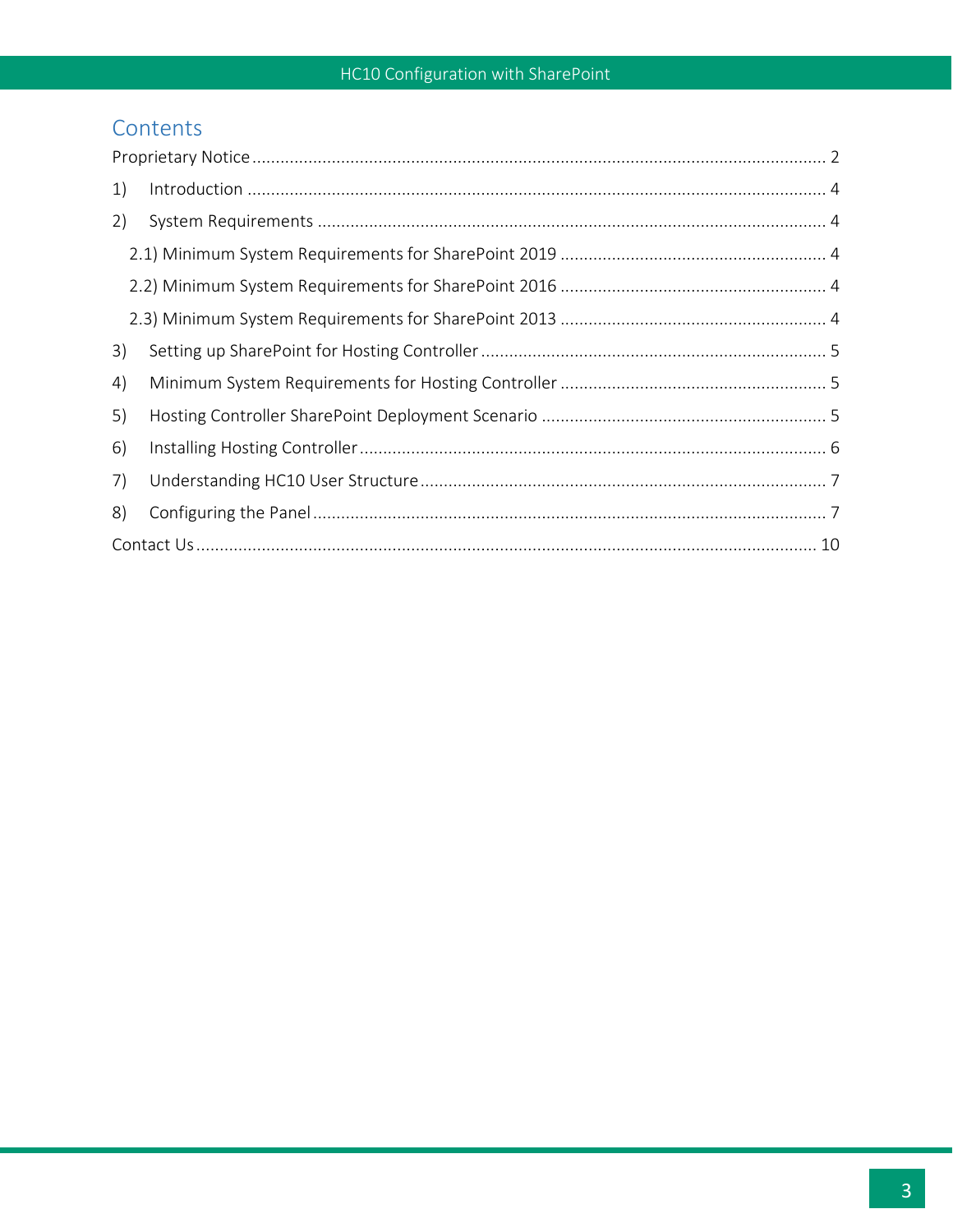# Contents

Proprietary Notice ........................................................................................................................ 2

1) Introduction ........................................................................................................................ 4

2) System Requirements ......................................................................................................... 4

  2.1) Minimum System Requirements for SharePoint 2019 ........................................................ 4

  2.2) Minimum System Requirements for SharePoint 2016 ........................................................ 4

  2.3) Minimum System Requirements for SharePoint 2013 ........................................................ 4

3) Setting up SharePoint for Hosting Controller ......................................................................... 5

4) Minimum System Requirements for Hosting Controller ......................................................... 5

5) Hosting Controller SharePoint Deployment Scenario ............................................................ 5

6) Installing Hosting Controller .................................................................................................. 6

7) Understanding HC10 User Structure ..................................................................................... 7

8) Configuring the Panel ............................................................................................................ 7

Contact Us ................................................................................................................................ 10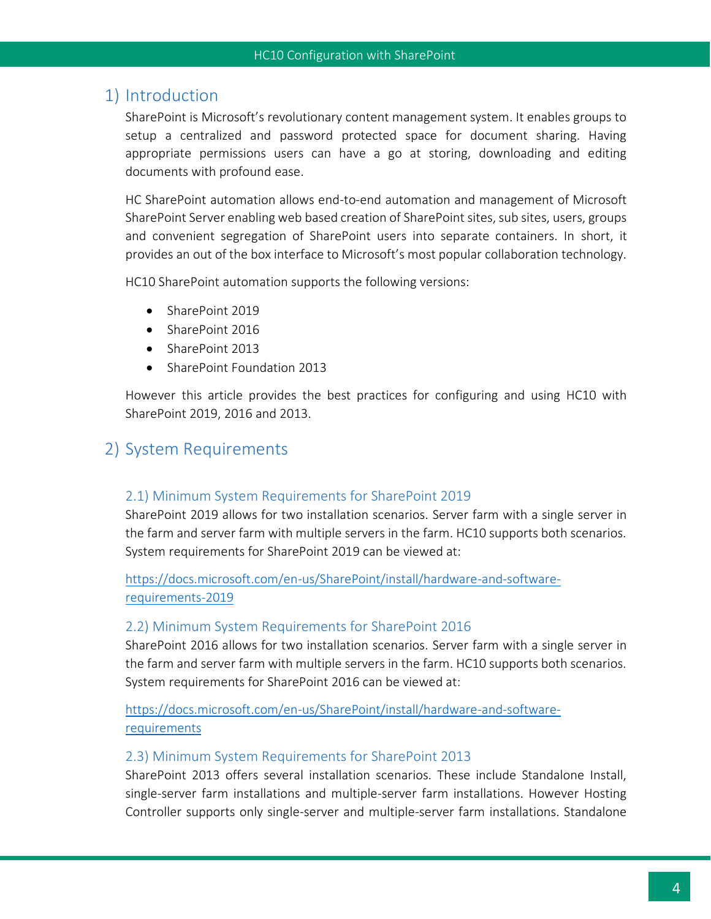## 1) Introduction

SharePoint is Microsoft's revolutionary content management system. It enables groups to setup a centralized and password protected space for document sharing. Having appropriate permissions users can have a go at storing, downloading and editing documents with profound ease.

HC SharePoint automation allows end-to-end automation and management of Microsoft SharePoint Server enabling web based creation of SharePoint sites, sub sites, users, groups and convenient segregation of SharePoint users into separate containers. In short, it provides an out of the box interface to Microsoft's most popular collaboration technology.

HC10 SharePoint automation supports the following versions:

- SharePoint 2019
- SharePoint 2016
- SharePoint 2013
- SharePoint Foundation 2013

However this article provides the best practices for configuring and using HC10 with SharePoint 2019, 2016 and 2013.

## 2) System Requirements

### 2.1) Minimum System Requirements for SharePoint 2019

SharePoint 2019 allows for two installation scenarios. Server farm with a single server in the farm and server farm with multiple servers in the farm. HC10 supports both scenarios. System requirements for SharePoint 2019 can be viewed at:

[https://docs.microsoft.com/en-us/SharePoint/install/hardware-and-software-requirements-2019](https://docs.microsoft.com/en-us/SharePoint/install/hardware-and-software-requirements-2019)

### 2.2) Minimum System Requirements for SharePoint 2016

SharePoint 2016 allows for two installation scenarios. Server farm with a single server in the farm and server farm with multiple servers in the farm. HC10 supports both scenarios. System requirements for SharePoint 2016 can be viewed at:

[https://docs.microsoft.com/en-us/SharePoint/install/hardware-and-software-requirements](https://docs.microsoft.com/en-us/SharePoint/install/hardware-and-software-requirements)

### 2.3) Minimum System Requirements for SharePoint 2013

SharePoint 2013 offers several installation scenarios. These include Standalone Install, single-server farm installations and multiple-server farm installations. However Hosting Controller supports only single-server and multiple-server farm installations. Standalone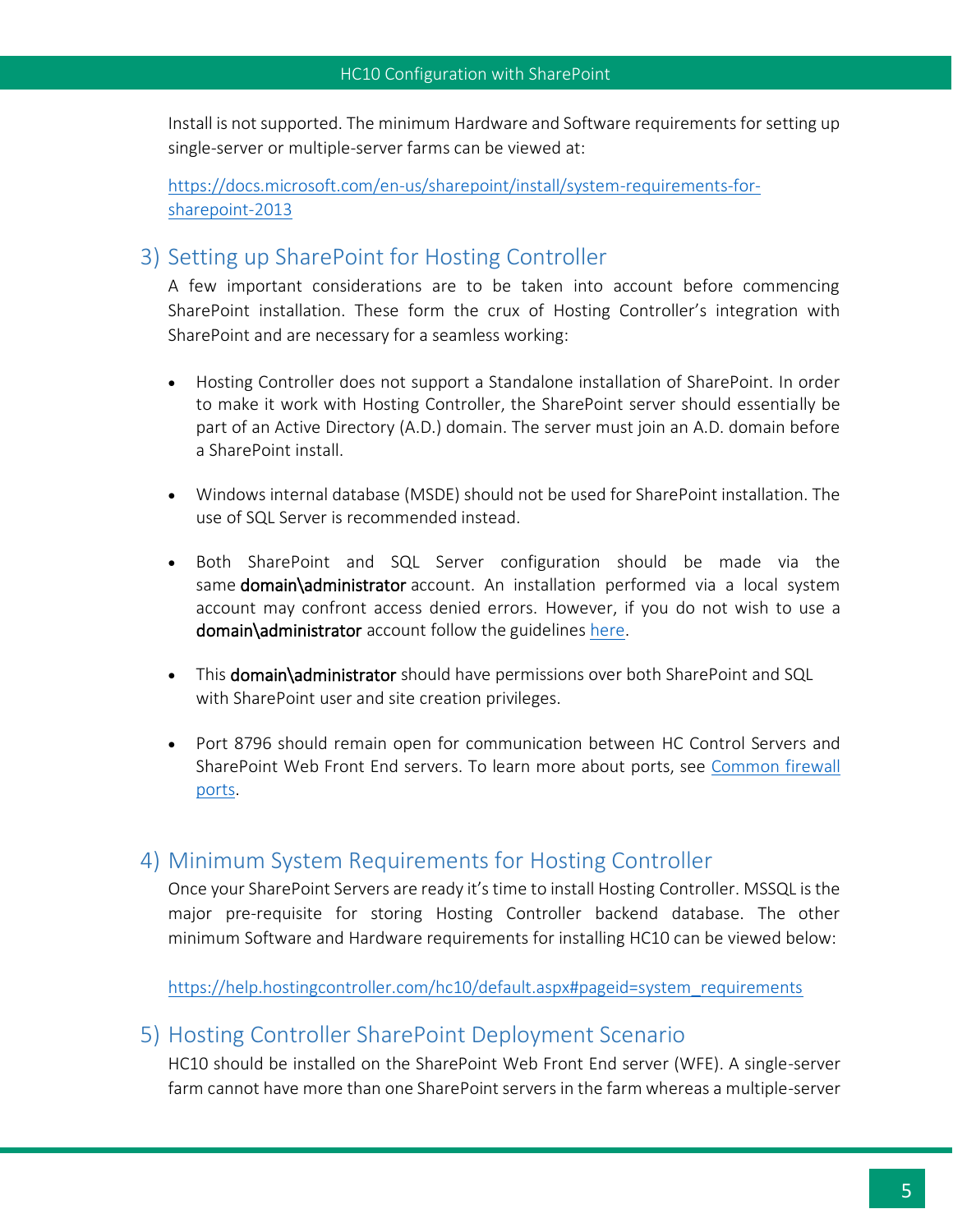Install is not supported. The minimum Hardware and Software requirements for setting up single-server or multiple-server farms can be viewed at:

[https://docs.microsoft.com/en-us/sharepoint/install/system-requirements-for-sharepoint-2013](https://docs.microsoft.com/en-us/sharepoint/install/system-requirements-for-sharepoint-2013)

## 3) Setting up SharePoint for Hosting Controller

A few important considerations are to be taken into account before commencing SharePoint installation. These form the crux of Hosting Controller's integration with SharePoint and are necessary for a seamless working:

- Hosting Controller does not support a Standalone installation of SharePoint. In order to make it work with Hosting Controller, the SharePoint server should essentially be part of an Active Directory (A.D.) domain. The server must join an A.D. domain before a SharePoint install.

- Windows internal database (MSDE) should not be used for SharePoint installation. The use of SQL Server is recommended instead.

- Both SharePoint and SQL Server configuration should be made via the same **domain\administrator** account. An installation performed via a local system account may confront access denied errors. However, if you do not wish to use a **domain\administrator** account follow the guidelines here.

- This **domain\administrator** should have permissions over both SharePoint and SQL with SharePoint user and site creation privileges.

- Port 8796 should remain open for communication between HC Control Servers and SharePoint Web Front End servers. To learn more about ports, see Common firewall ports.

## 4) Minimum System Requirements for Hosting Controller

Once your SharePoint Servers are ready it's time to install Hosting Controller. MSSQL is the major pre-requisite for storing Hosting Controller backend database. The other minimum Software and Hardware requirements for installing HC10 can be viewed below:

[https://help.hostingcontroller.com/hc10/default.aspx#pageid=system_requirements](https://help.hostingcontroller.com/hc10/default.aspx#pageid=system_requirements)

## 5) Hosting Controller SharePoint Deployment Scenario

HC10 should be installed on the SharePoint Web Front End server (WFE). A single-server farm cannot have more than one SharePoint servers in the farm whereas a multiple-server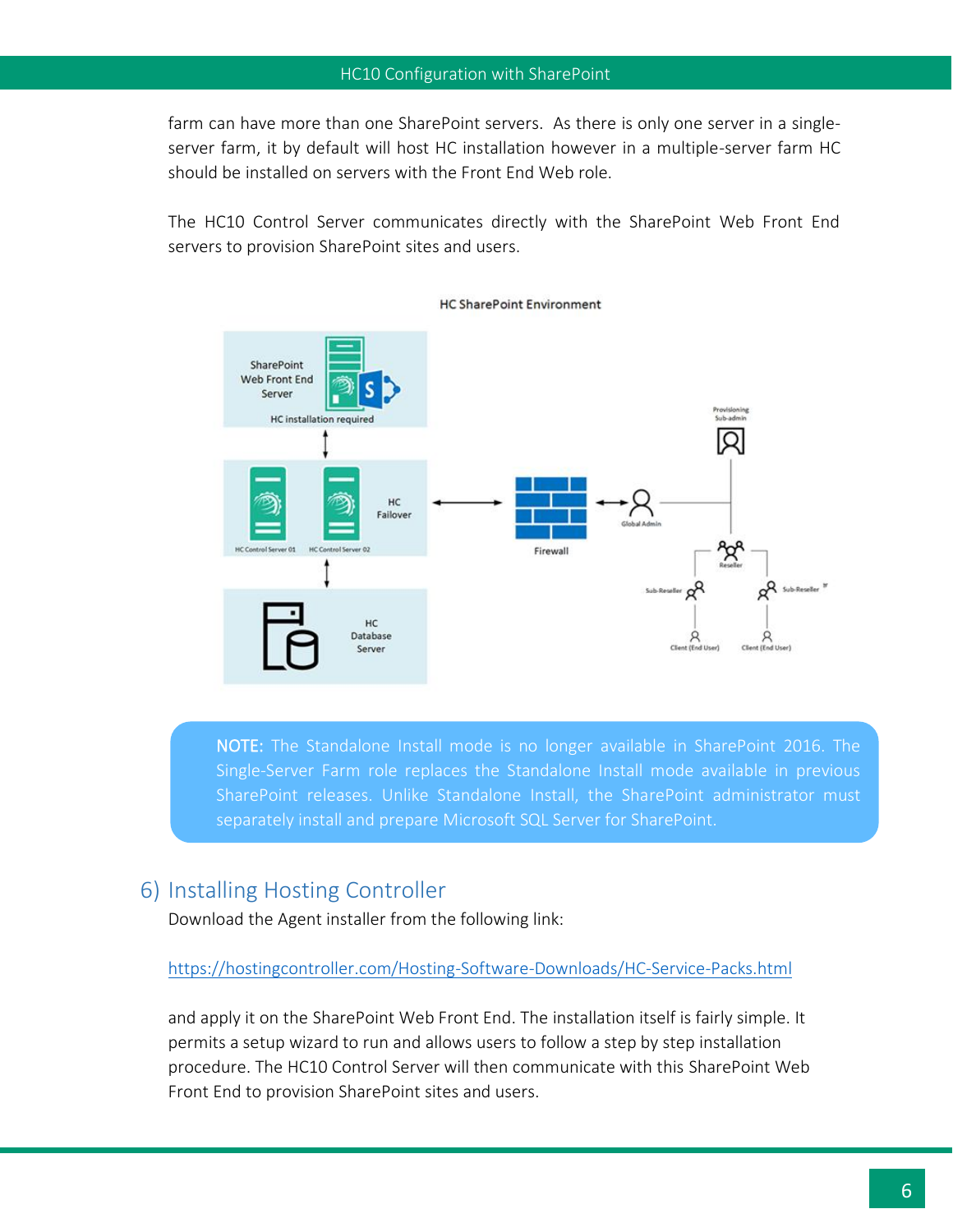farm can have more than one SharePoint servers. As there is only one server in a single-server farm, it by default will host HC installation however in a multiple-server farm HC should be installed on servers with the Front End Web role.

The HC10 Control Server communicates directly with the SharePoint Web Front End servers to provision SharePoint sites and users.

HC SharePoint Environment

> **NOTE:** The Standalone Install mode is no longer available in SharePoint 2016. The Single-Server Farm role replaces the Standalone Install mode available in previous SharePoint releases. Unlike Standalone Install, the SharePoint administrator must separately install and prepare Microsoft SQL Server for SharePoint.

## 6) Installing Hosting Controller

Download the Agent installer from the following link:

https://hostingcontroller.com/Hosting-Software-Downloads/HC-Service-Packs.html

and apply it on the SharePoint Web Front End. The installation itself is fairly simple. It permits a setup wizard to run and allows users to follow a step by step installation procedure. The HC10 Control Server will then communicate with this SharePoint Web Front End to provision SharePoint sites and users.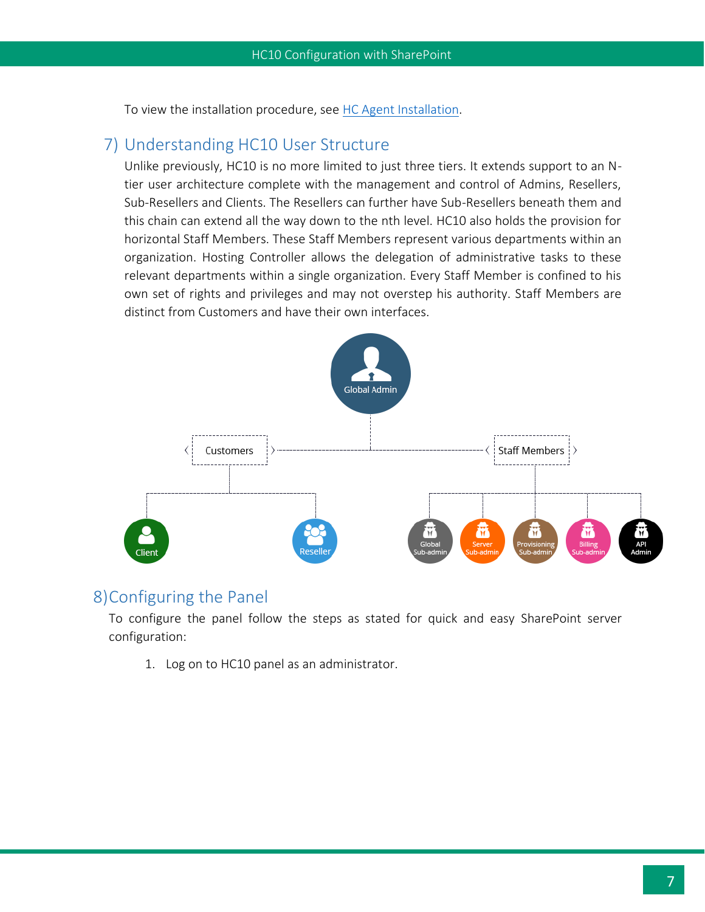To view the installation procedure, see [HC Agent Installation](#).

## 7) Understanding HC10 User Structure

Unlike previously, HC10 is no more limited to just three tiers. It extends support to an N-tier user architecture complete with the management and control of Admins, Resellers, Sub-Resellers and Clients. The Resellers can further have Sub-Resellers beneath them and this chain can extend all the way down to the nth level. HC10 also holds the provision for horizontal Staff Members. These Staff Members represent various departments within an organization. Hosting Controller allows the delegation of administrative tasks to these relevant departments within a single organization. Every Staff Member is confined to his own set of rights and privileges and may not overstep his authority. Staff Members are distinct from Customers and have their own interfaces.

Global Admin

Customers — Staff Members

Client, Reseller

Global Sub-admin, Server Sub-admin, Provisioning Sub-admin, Billing Sub-admin, API Admin

## 8) Configuring the Panel

To configure the panel follow the steps as stated for quick and easy SharePoint server configuration:

1. Log on to HC10 panel as an administrator.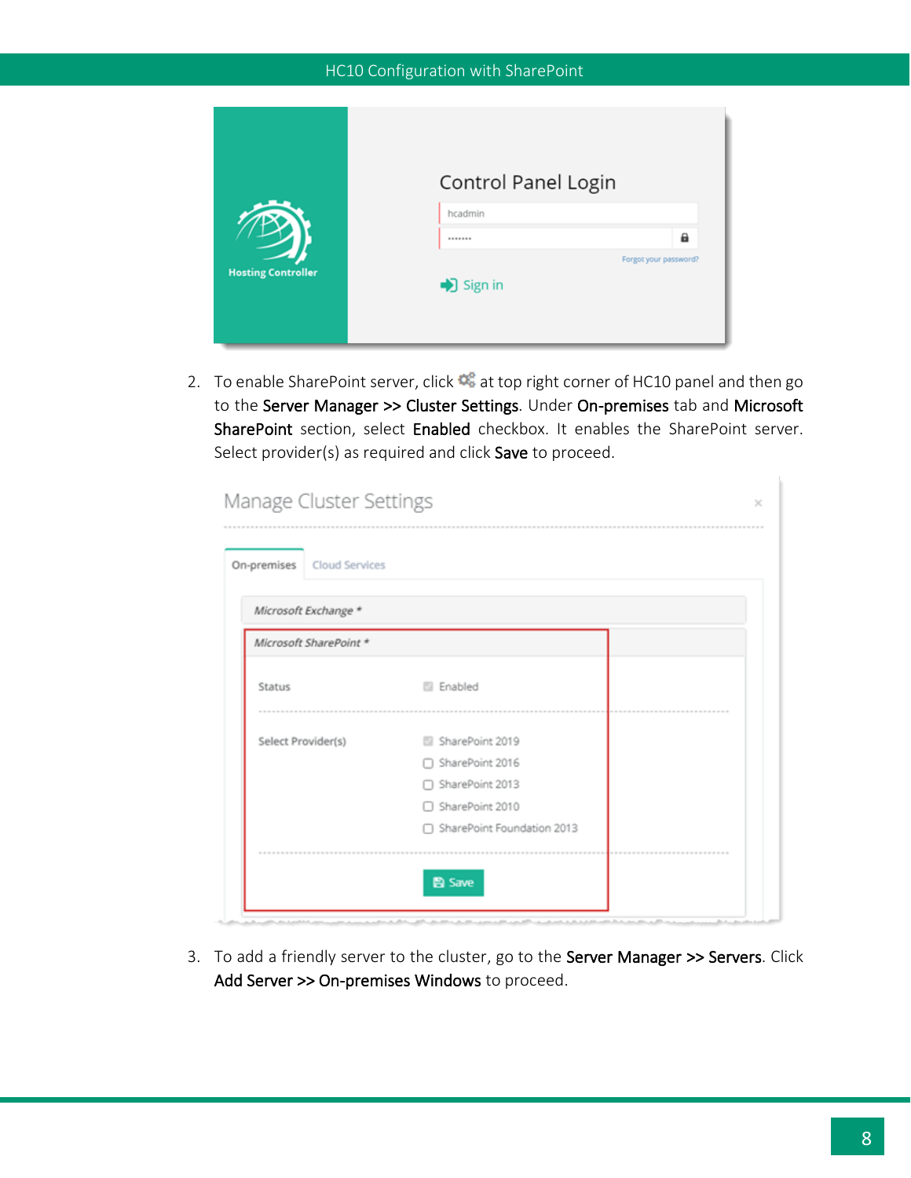2. To enable SharePoint server, click ⚙ at top right corner of HC10 panel and then go to the **Server Manager >> Cluster Settings**. Under **On-premises** tab and **Microsoft SharePoint** section, select **Enabled** checkbox. It enables the SharePoint server. Select provider(s) as required and click **Save** to proceed.

3. To add a friendly server to the cluster, go to the **Server Manager >> Servers**. Click **Add Server >> On-premises Windows** to proceed.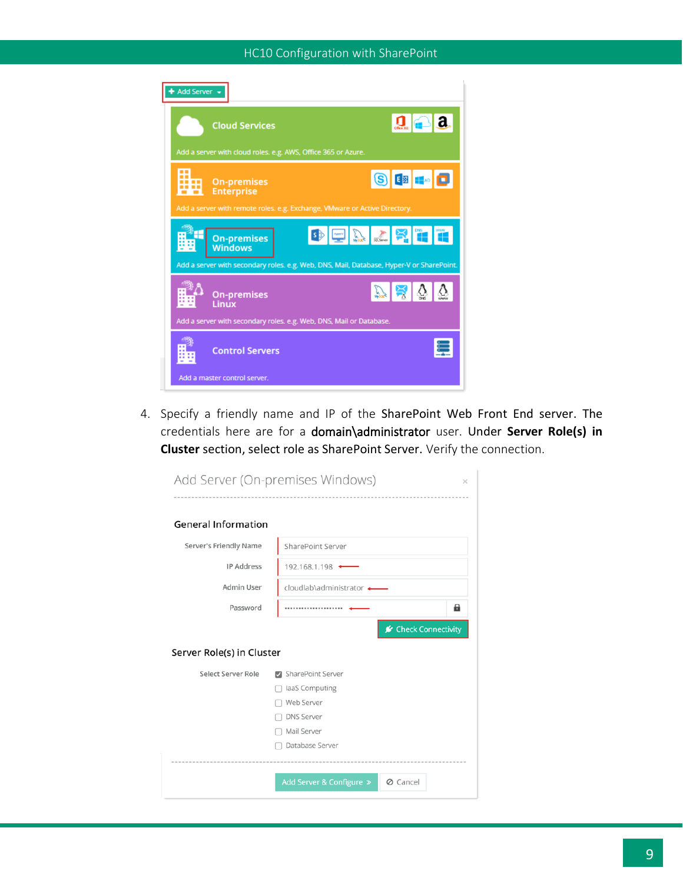4. Specify a friendly name and IP of the SharePoint Web Front End server. The credentials here are for a **domain\administrator** user. Under **Server Role(s) in Cluster** section, select role as SharePoint Server. Verify the connection.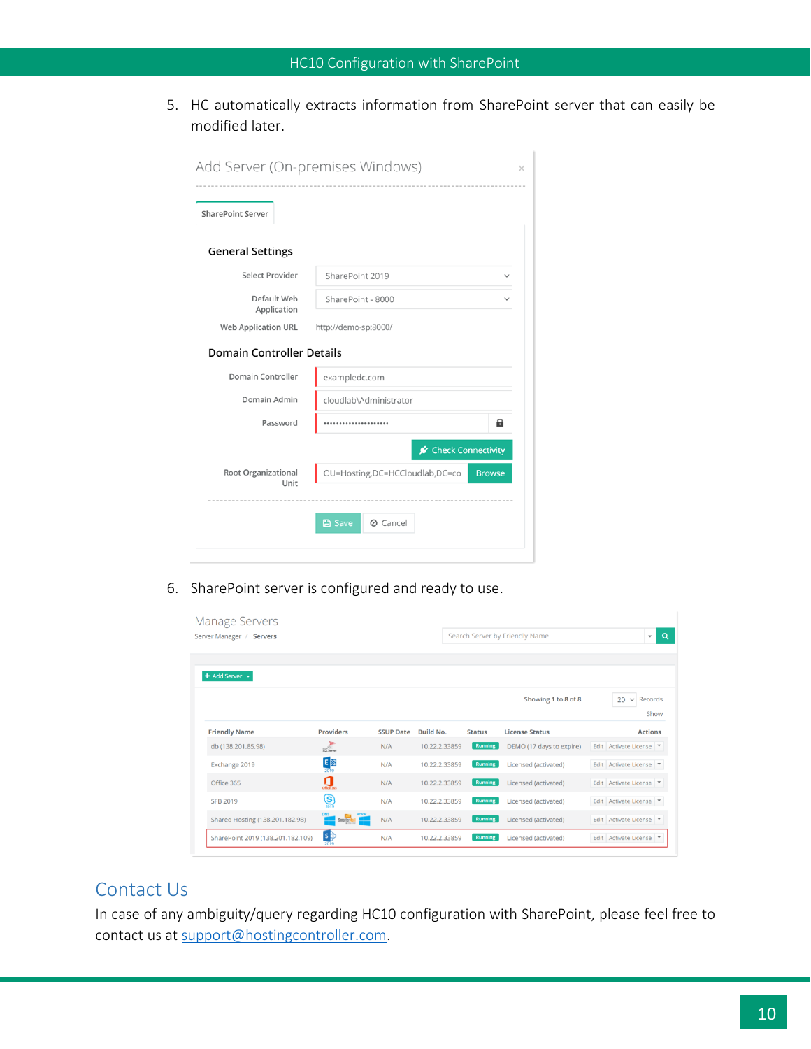5. HC automatically extracts information from SharePoint server that can easily be modified later.

Add Server (On-premises Windows)

SharePoint Server

General Settings

Select Provider: SharePoint 2019

Default Web Application: SharePoint - 8000

Web Application URL: http://demo-sp:8000/

Domain Controller Details

Domain Controller: exampledc.com

Domain Admin: cloudlab\Administrator

Password: ••••••••••••••••••••••

Check Connectivity

Root Organizational Unit: OU=Hosting,DC=HCCloudlab,DC=co

Browse

Save Cancel

6. SharePoint server is configured and ready to use.

Manage Servers

Server Manager / Servers

Search Server by Friendly Name

Add Server

Showing 1 to 8 of 8

20 Records Show

| Friendly Name | Providers | SSUP Date | Build No. | Status | License Status | Actions |
| --- | --- | --- | --- | --- | --- | --- |
| db (138.201.85.98) | | N/A | 10.22.2.33859 | Running | DEMO (17 days to expire) | Edit Activate License |
| Exchange 2019 | | N/A | 10.22.2.33859 | Running | Licensed (activated) | Edit Activate License |
| Office 365 | | N/A | 10.22.2.33859 | Running | Licensed (activated) | Edit Activate License |
| SFB 2019 | | N/A | 10.22.2.33859 | Running | Licensed (activated) | Edit Activate License |
| Shared Hosting (138.201.182.98) | | N/A | 10.22.2.33859 | Running | Licensed (activated) | Edit Activate License |
| SharePoint 2019 (138.201.182.109) | | N/A | 10.22.2.33859 | Running | Licensed (activated) | Edit Activate License |

## Contact Us

In case of any ambiguity/query regarding HC10 configuration with SharePoint, please feel free to contact us at support@hostingcontroller.com.